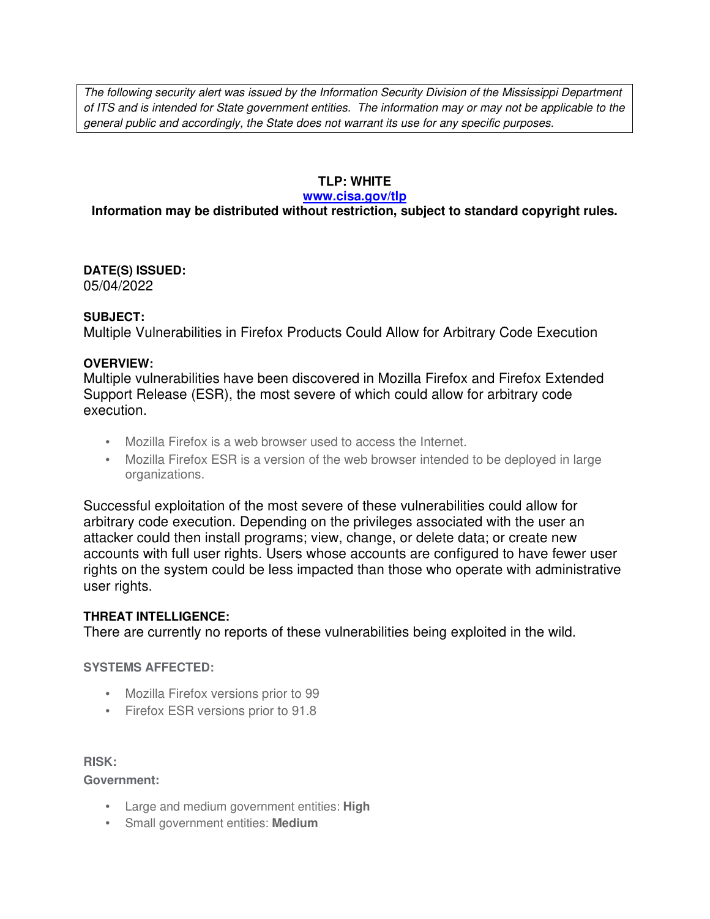*The following security alert was issued by the Information Security Division of the Mississippi Department of ITS and is intended for State government entities. The information may or may not be applicable to the general public and accordingly, the State does not warrant its use for any specific purposes.*

**TLP: WHITE**

**[www.cisa.gov/tlp](http://www.cisa.gov/tlp)**

**Information may be distributed without restriction, subject to standard copyright rules.**

**DATE(S) ISSUED:**
05/04/2022

**SUBJECT:**
Multiple Vulnerabilities in Firefox Products Could Allow for Arbitrary Code Execution

**OVERVIEW:**
Multiple vulnerabilities have been discovered in Mozilla Firefox and Firefox Extended Support Release (ESR), the most severe of which could allow for arbitrary code execution.

- Mozilla Firefox is a web browser used to access the Internet.
- Mozilla Firefox ESR is a version of the web browser intended to be deployed in large organizations.

Successful exploitation of the most severe of these vulnerabilities could allow for arbitrary code execution. Depending on the privileges associated with the user an attacker could then install programs; view, change, or delete data; or create new accounts with full user rights. Users whose accounts are configured to have fewer user rights on the system could be less impacted than those who operate with administrative user rights.

**THREAT INTELLIGENCE:**
There are currently no reports of these vulnerabilities being exploited in the wild.

**SYSTEMS AFFECTED:**

- Mozilla Firefox versions prior to 99
- Firefox ESR versions prior to 91.8

**RISK:**

**Government:**

- Large and medium government entities: **High**
- Small government entities: **Medium**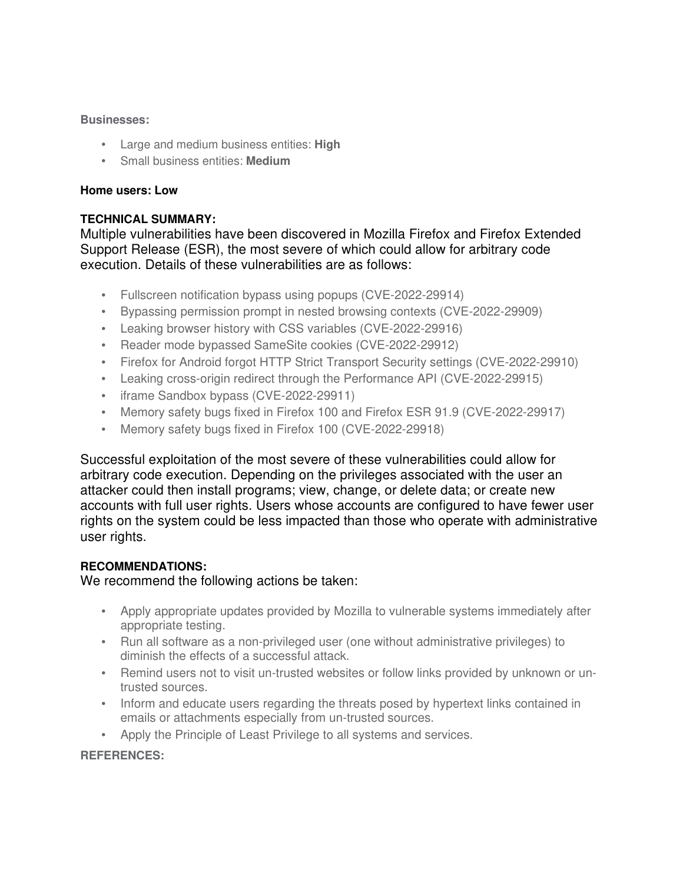**Businesses:**

- Large and medium business entities: **High**
- Small business entities: **Medium**

**Home users: Low**

**TECHNICAL SUMMARY:**

Multiple vulnerabilities have been discovered in Mozilla Firefox and Firefox Extended Support Release (ESR), the most severe of which could allow for arbitrary code execution. Details of these vulnerabilities are as follows:

- Fullscreen notification bypass using popups (CVE-2022-29914)
- Bypassing permission prompt in nested browsing contexts (CVE-2022-29909)
- Leaking browser history with CSS variables (CVE-2022-29916)
- Reader mode bypassed SameSite cookies (CVE-2022-29912)
- Firefox for Android forgot HTTP Strict Transport Security settings (CVE-2022-29910)
- Leaking cross-origin redirect through the Performance API (CVE-2022-29915)
- iframe Sandbox bypass (CVE-2022-29911)
- Memory safety bugs fixed in Firefox 100 and Firefox ESR 91.9 (CVE-2022-29917)
- Memory safety bugs fixed in Firefox 100 (CVE-2022-29918)

Successful exploitation of the most severe of these vulnerabilities could allow for arbitrary code execution. Depending on the privileges associated with the user an attacker could then install programs; view, change, or delete data; or create new accounts with full user rights. Users whose accounts are configured to have fewer user rights on the system could be less impacted than those who operate with administrative user rights.

**RECOMMENDATIONS:**

We recommend the following actions be taken:

- Apply appropriate updates provided by Mozilla to vulnerable systems immediately after appropriate testing.
- Run all software as a non-privileged user (one without administrative privileges) to diminish the effects of a successful attack.
- Remind users not to visit un-trusted websites or follow links provided by unknown or un-trusted sources.
- Inform and educate users regarding the threats posed by hypertext links contained in emails or attachments especially from un-trusted sources.
- Apply the Principle of Least Privilege to all systems and services.

**REFERENCES:**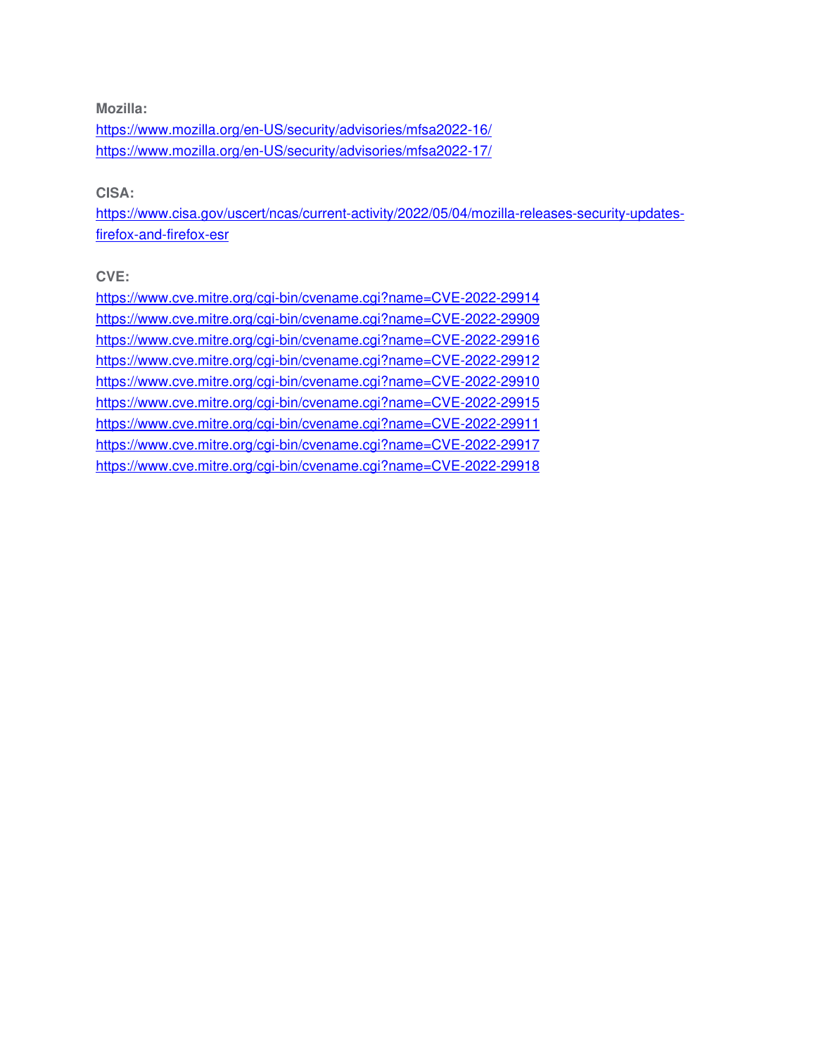**Mozilla:**

https://www.mozilla.org/en-US/security/advisories/mfsa2022-16/
https://www.mozilla.org/en-US/security/advisories/mfsa2022-17/

**CISA:**

https://www.cisa.gov/uscert/ncas/current-activity/2022/05/04/mozilla-releases-security-updates-firefox-and-firefox-esr

**CVE:**

https://www.cve.mitre.org/cgi-bin/cvename.cgi?name=CVE-2022-29914
https://www.cve.mitre.org/cgi-bin/cvename.cgi?name=CVE-2022-29909
https://www.cve.mitre.org/cgi-bin/cvename.cgi?name=CVE-2022-29916
https://www.cve.mitre.org/cgi-bin/cvename.cgi?name=CVE-2022-29912
https://www.cve.mitre.org/cgi-bin/cvename.cgi?name=CVE-2022-29910
https://www.cve.mitre.org/cgi-bin/cvename.cgi?name=CVE-2022-29915
https://www.cve.mitre.org/cgi-bin/cvename.cgi?name=CVE-2022-29911
https://www.cve.mitre.org/cgi-bin/cvename.cgi?name=CVE-2022-29917
https://www.cve.mitre.org/cgi-bin/cvename.cgi?name=CVE-2022-29918